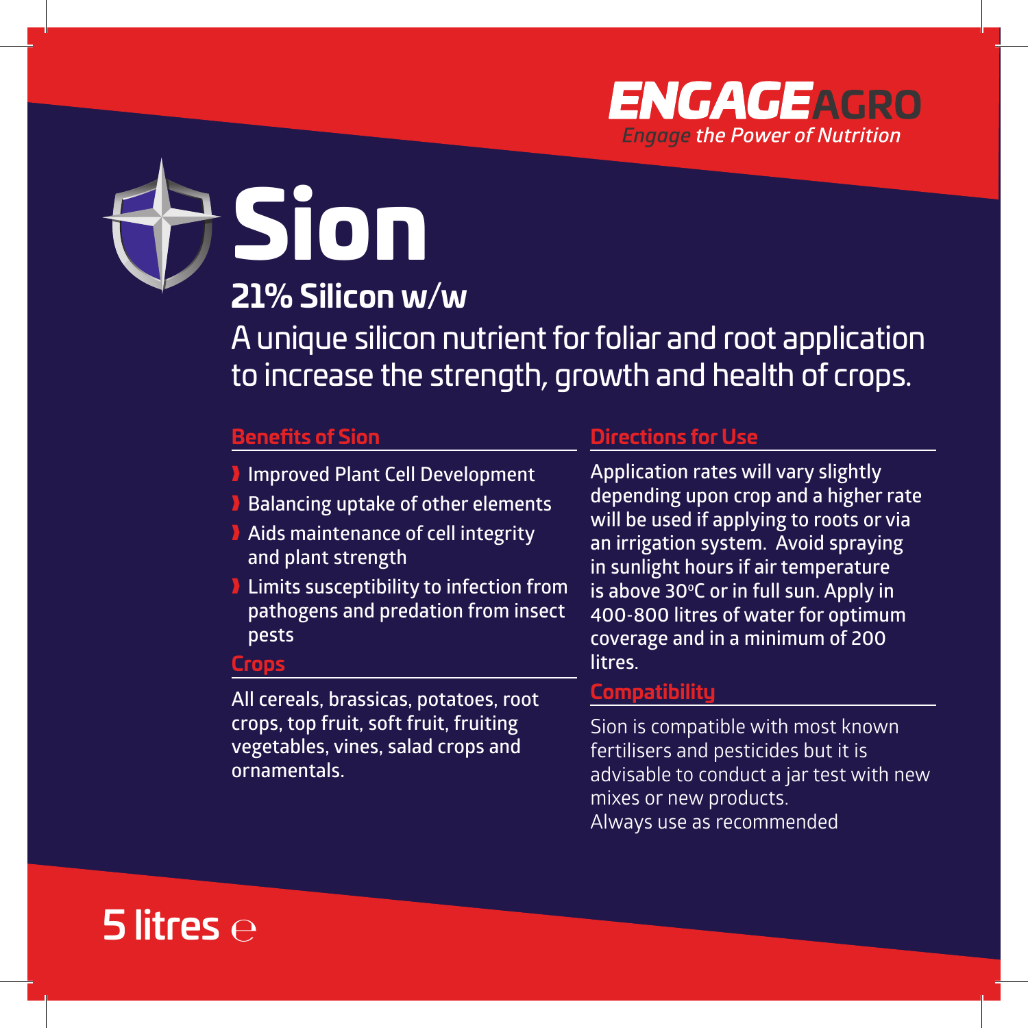**ENGAGE AGRO**
*Engage the Power of Nutrition*

# Sion

## 21% Silicon w/w

A unique silicon nutrient for foliar and root application to increase the strength, growth and health of crops.

### Benefits of Sion

- Improved Plant Cell Development
- Balancing uptake of other elements
- Aids maintenance of cell integrity and plant strength
- Limits susceptibility to infection from pathogens and predation from insect pests

### Crops

All cereals, brassicas, potatoes, root crops, top fruit, soft fruit, fruiting vegetables, vines, salad crops and ornamentals.

### Directions for Use

Application rates will vary slightly depending upon crop and a higher rate will be used if applying to roots or via an irrigation system. Avoid spraying in sunlight hours if air temperature is above 30ºC or in full sun. Apply in 400-800 litres of water for optimum coverage and in a minimum of 200 litres.

### Compatibility

Sion is compatible with most known fertilisers and pesticides but it is advisable to conduct a jar test with new mixes or new products.
Always use as recommended

**5 litres ℮**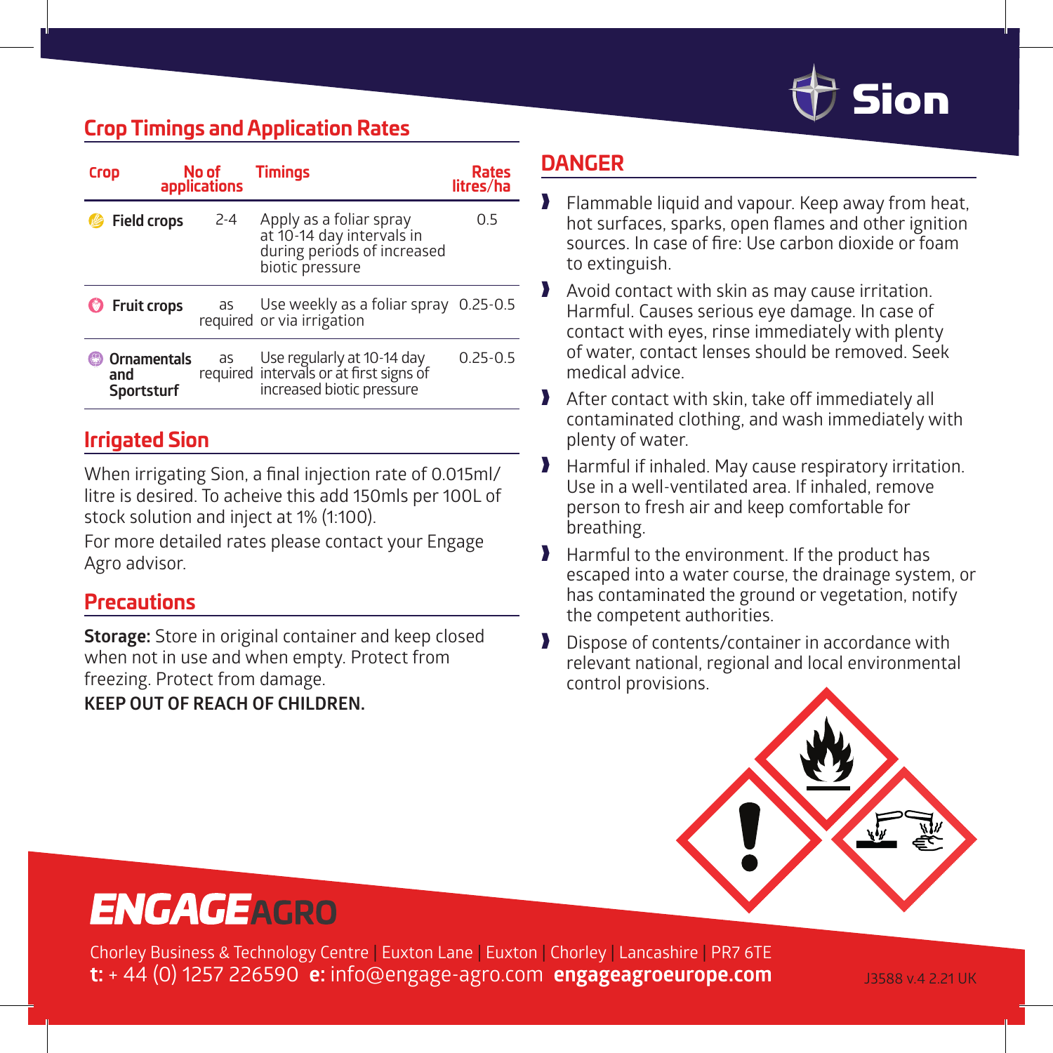Sion

## Crop Timings and Application Rates

| Crop | No of applications | Timings | Rates litres/ha |
|---|---|---|---|
| **Field crops** | 2-4 | Apply as a foliar spray at 10-14 day intervals in during periods of increased biotic pressure | 0.5 |
| **Fruit crops** | as required | Use weekly as a foliar spray or via irrigation | 0.25-0.5 |
| **Ornamentals and Sportsturf** | as required | Use regularly at 10-14 day intervals or at first signs of increased biotic pressure | 0.25-0.5 |

## Irrigated Sion

When irrigating Sion, a final injection rate of 0.015ml/litre is desired. To acheive this add 150mls per 100L of stock solution and inject at 1% (1:100).

For more detailed rates please contact your Engage Agro advisor.

## Precautions

**Storage:** Store in original container and keep closed when not in use and when empty. Protect from freezing. Protect from damage.

**KEEP OUT OF REACH OF CHILDREN.**

## DANGER

- Flammable liquid and vapour. Keep away from heat, hot surfaces, sparks, open flames and other ignition sources. In case of fire: Use carbon dioxide or foam to extinguish.
- Avoid contact with skin as may cause irritation. Harmful. Causes serious eye damage. In case of contact with eyes, rinse immediately with plenty of water, contact lenses should be removed. Seek medical advice.
- After contact with skin, take off immediately all contaminated clothing, and wash immediately with plenty of water.
- Harmful if inhaled. May cause respiratory irritation. Use in a well-ventilated area. If inhaled, remove person to fresh air and keep comfortable for breathing.
- Harmful to the environment. If the product has escaped into a water course, the drainage system, or has contaminated the ground or vegetation, notify the competent authorities.
- Dispose of contents/container in accordance with relevant national, regional and local environmental control provisions.

**ENGAGE AGRO**

Chorley Business & Technology Centre | Euxton Lane | Euxton | Chorley | Lancashire | PR7 6TE
**t:** + 44 (0) 1257 226590 **e:** info@engage-agro.com **engageagroeurope.com**

J3588 v.4 2.21 UK